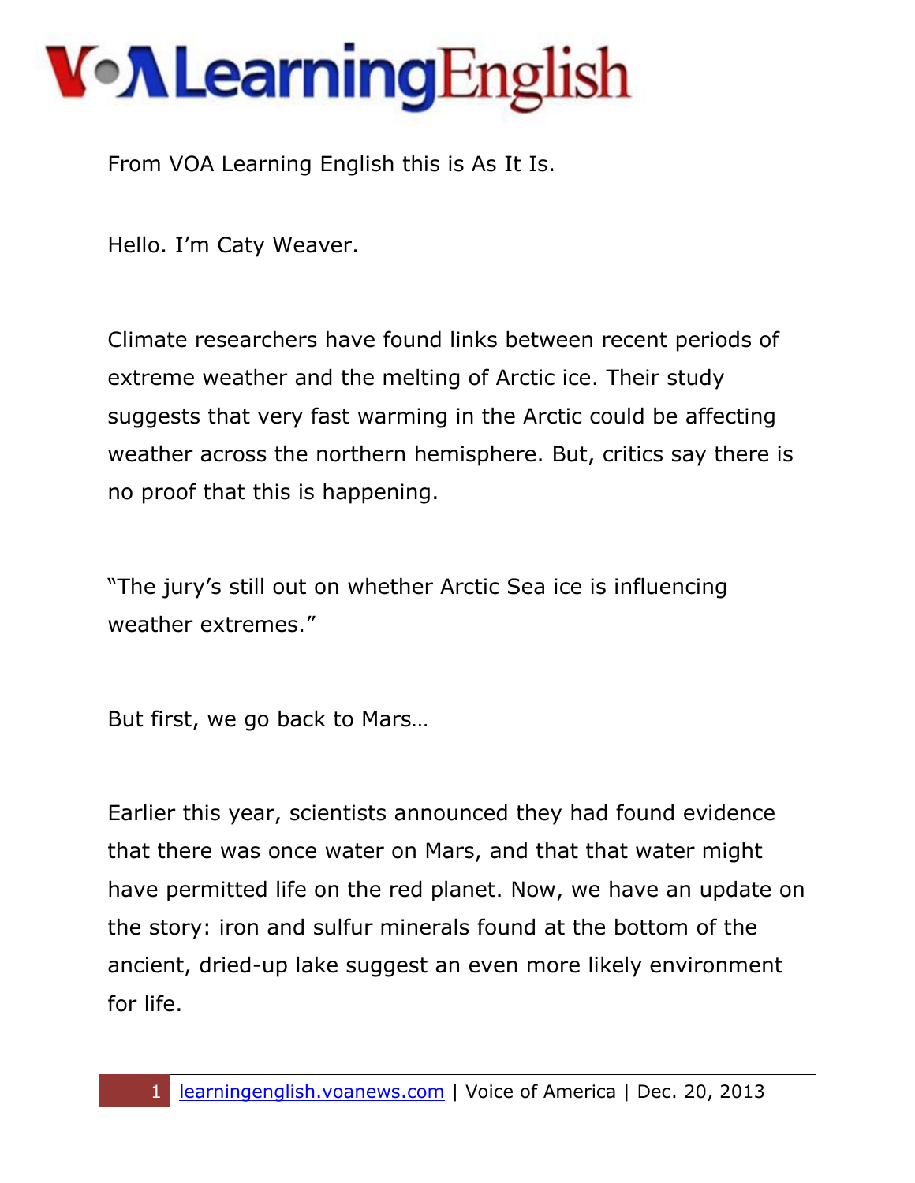# VOA Learning English

From VOA Learning English this is As It Is.

Hello. I'm Caty Weaver.

Climate researchers have found links between recent periods of extreme weather and the melting of Arctic ice. Their study suggests that very fast warming in the Arctic could be affecting weather across the northern hemisphere. But, critics say there is no proof that this is happening.

"The jury's still out on whether Arctic Sea ice is influencing weather extremes."

But first, we go back to Mars…

Earlier this year, scientists announced they had found evidence that there was once water on Mars, and that that water might have permitted life on the red planet. Now, we have an update on the story: iron and sulfur minerals found at the bottom of the ancient, dried-up lake suggest an even more likely environment for life.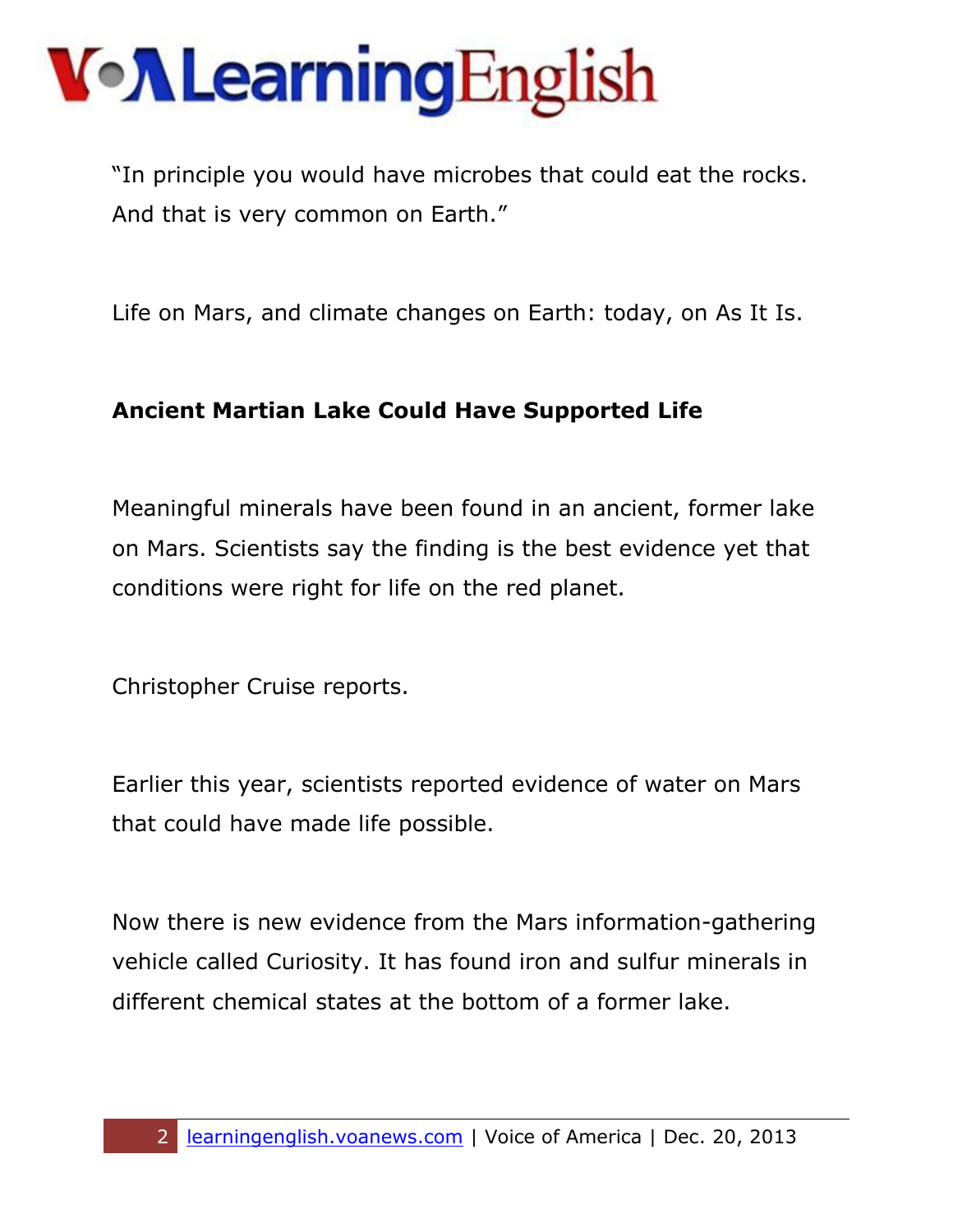"In principle you would have microbes that could eat the rocks. And that is very common on Earth."

Life on Mars, and climate changes on Earth: today, on As It Is.

**Ancient Martian Lake Could Have Supported Life**

Meaningful minerals have been found in an ancient, former lake on Mars. Scientists say the finding is the best evidence yet that conditions were right for life on the red planet.

Christopher Cruise reports.

Earlier this year, scientists reported evidence of water on Mars that could have made life possible.

Now there is new evidence from the Mars information-gathering vehicle called Curiosity. It has found iron and sulfur minerals in different chemical states at the bottom of a former lake.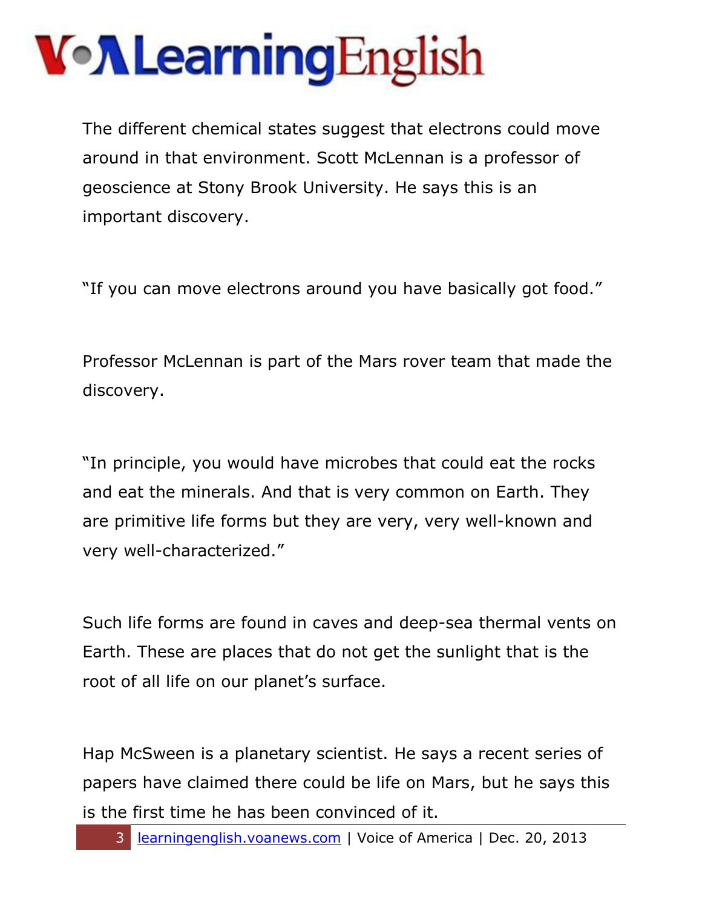The different chemical states suggest that electrons could move around in that environment. Scott McLennan is a professor of geoscience at Stony Brook University. He says this is an important discovery.

"If you can move electrons around you have basically got food."

Professor McLennan is part of the Mars rover team that made the discovery.

"In principle, you would have microbes that could eat the rocks and eat the minerals. And that is very common on Earth. They are primitive life forms but they are very, very well-known and very well-characterized."

Such life forms are found in caves and deep-sea thermal vents on Earth. These are places that do not get the sunlight that is the root of all life on our planet's surface.

Hap McSween is a planetary scientist. He says a recent series of papers have claimed there could be life on Mars, but he says this is the first time he has been convinced of it.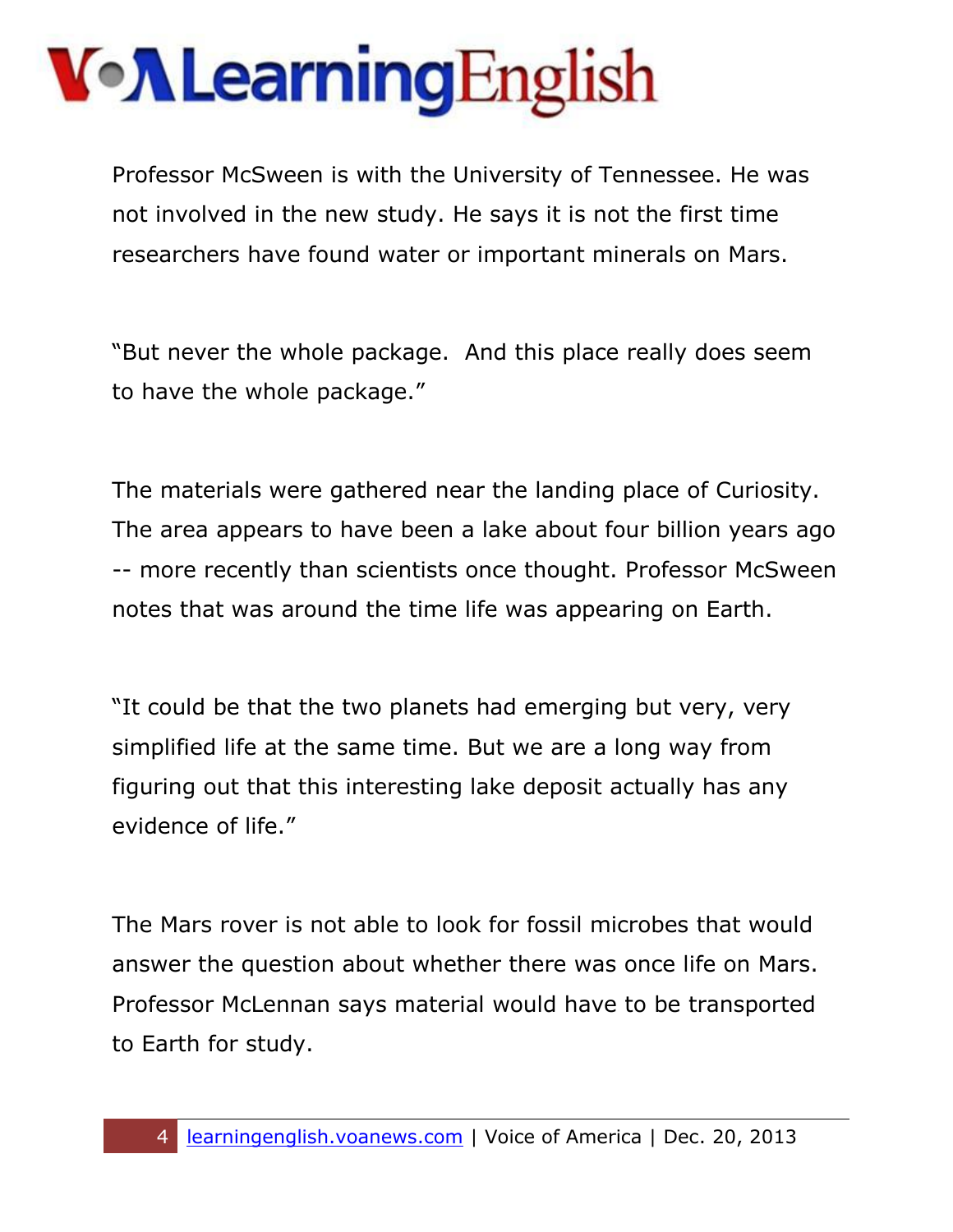Professor McSween is with the University of Tennessee. He was not involved in the new study. He says it is not the first time researchers have found water or important minerals on Mars.

"But never the whole package.  And this place really does seem to have the whole package."

The materials were gathered near the landing place of Curiosity. The area appears to have been a lake about four billion years ago -- more recently than scientists once thought. Professor McSween notes that was around the time life was appearing on Earth.

"It could be that the two planets had emerging but very, very simplified life at the same time. But we are a long way from figuring out that this interesting lake deposit actually has any evidence of life."

The Mars rover is not able to look for fossil microbes that would answer the question about whether there was once life on Mars. Professor McLennan says material would have to be transported to Earth for study.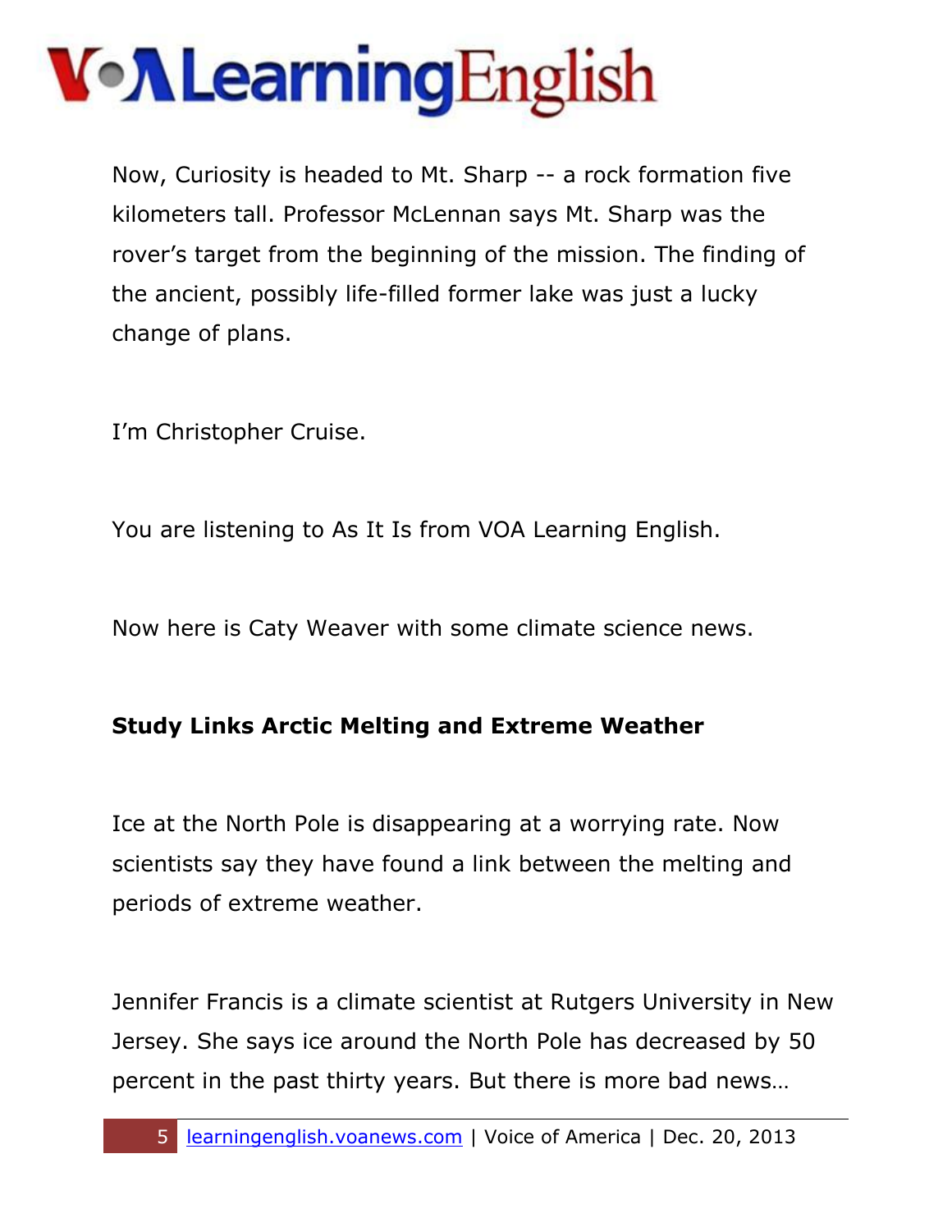Now, Curiosity is headed to Mt. Sharp -- a rock formation five kilometers tall. Professor McLennan says Mt. Sharp was the rover's target from the beginning of the mission. The finding of the ancient, possibly life-filled former lake was just a lucky change of plans.

I'm Christopher Cruise.

You are listening to As It Is from VOA Learning English.

Now here is Caty Weaver with some climate science news.

**Study Links Arctic Melting and Extreme Weather**

Ice at the North Pole is disappearing at a worrying rate. Now scientists say they have found a link between the melting and periods of extreme weather.

Jennifer Francis is a climate scientist at Rutgers University in New Jersey. She says ice around the North Pole has decreased by 50 percent in the past thirty years. But there is more bad news…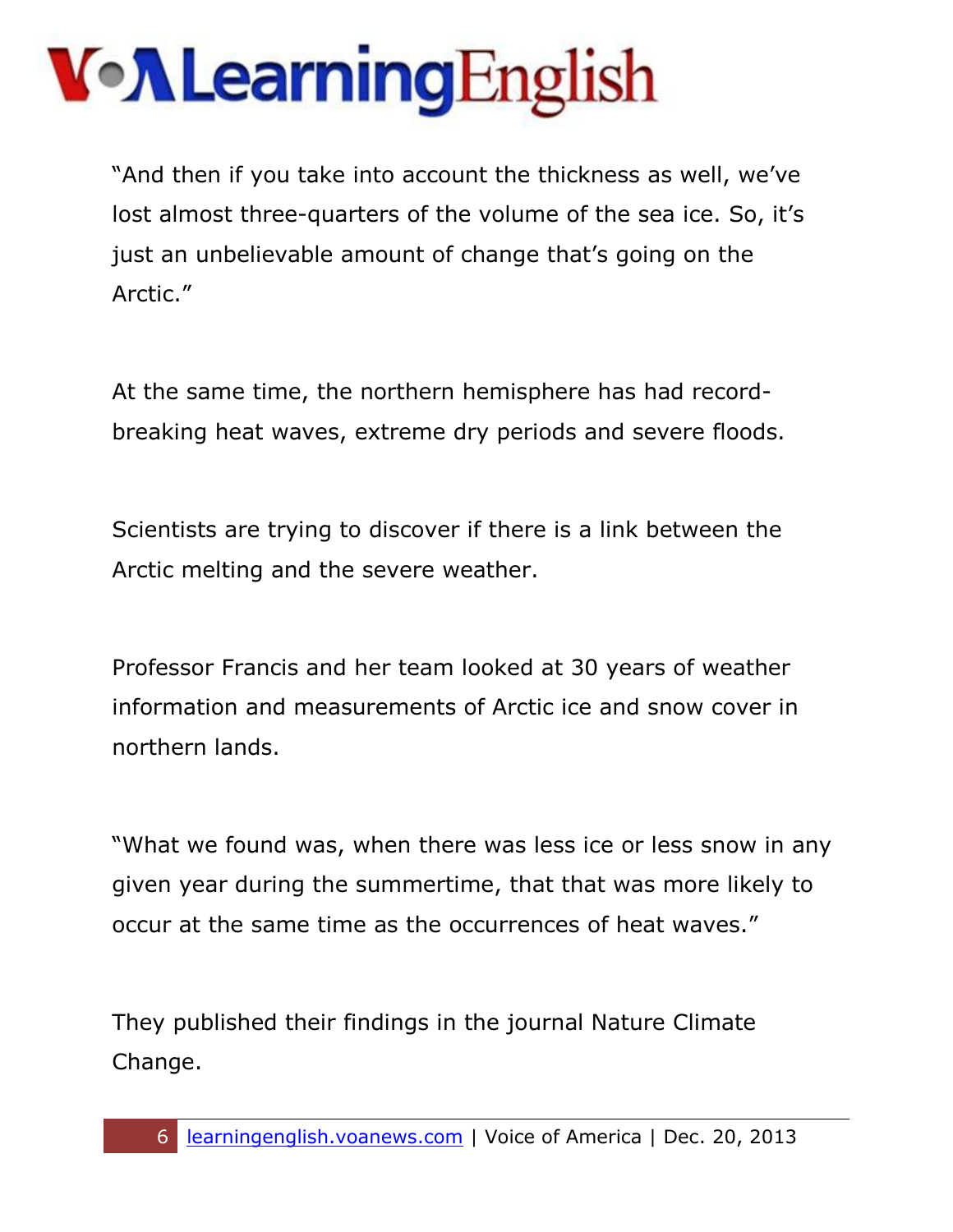"And then if you take into account the thickness as well, we've lost almost three-quarters of the volume of the sea ice. So, it's just an unbelievable amount of change that's going on the Arctic."

At the same time, the northern hemisphere has had record-breaking heat waves, extreme dry periods and severe floods.

Scientists are trying to discover if there is a link between the Arctic melting and the severe weather.

Professor Francis and her team looked at 30 years of weather information and measurements of Arctic ice and snow cover in northern lands.

"What we found was, when there was less ice or less snow in any given year during the summertime, that that was more likely to occur at the same time as the occurrences of heat waves."

They published their findings in the journal Nature Climate Change.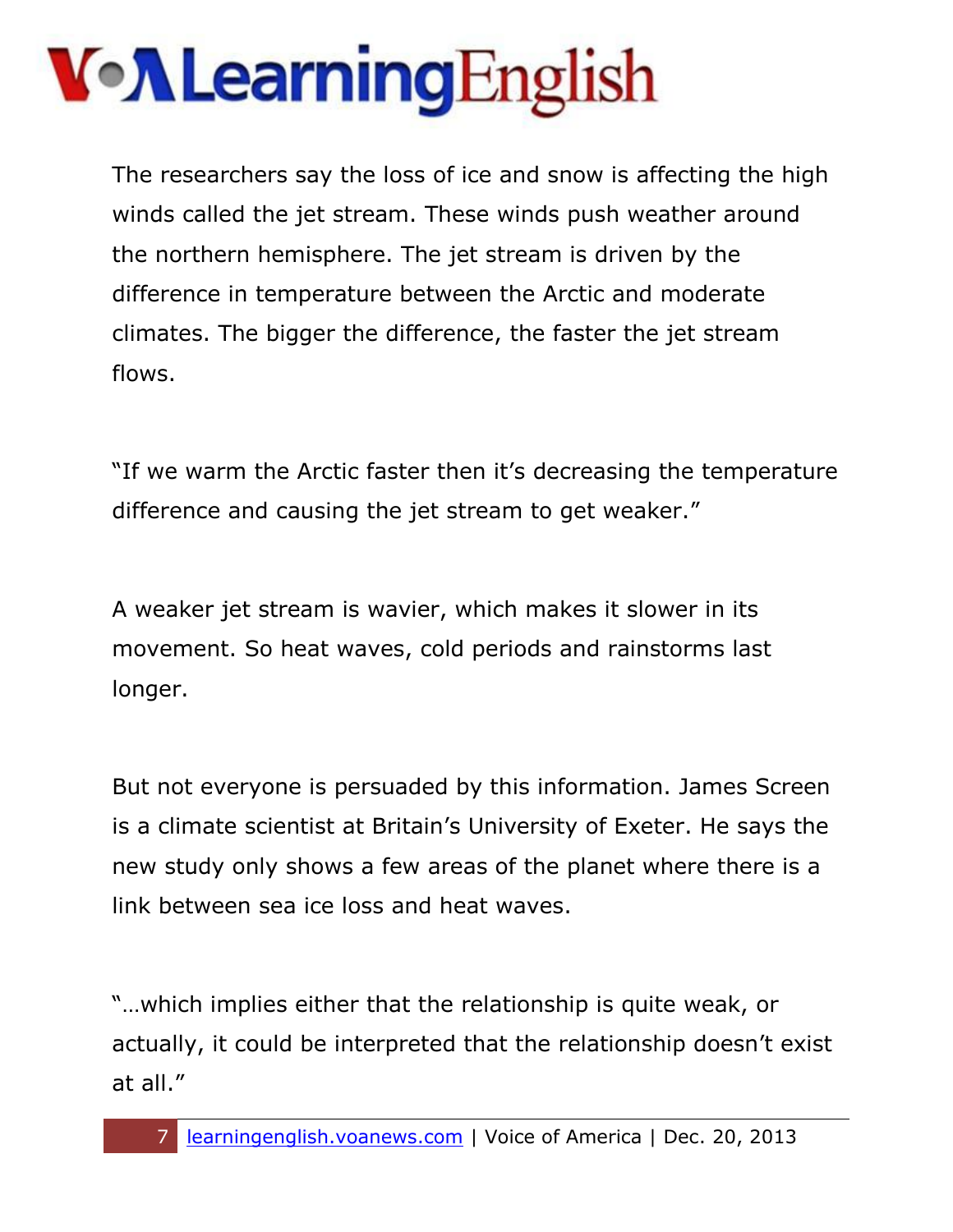The researchers say the loss of ice and snow is affecting the high winds called the jet stream. These winds push weather around the northern hemisphere. The jet stream is driven by the difference in temperature between the Arctic and moderate climates. The bigger the difference, the faster the jet stream flows.

"If we warm the Arctic faster then it's decreasing the temperature difference and causing the jet stream to get weaker."

A weaker jet stream is wavier, which makes it slower in its movement. So heat waves, cold periods and rainstorms last longer.

But not everyone is persuaded by this information. James Screen is a climate scientist at Britain's University of Exeter. He says the new study only shows a few areas of the planet where there is a link between sea ice loss and heat waves.

"…which implies either that the relationship is quite weak, or actually, it could be interpreted that the relationship doesn't exist at all."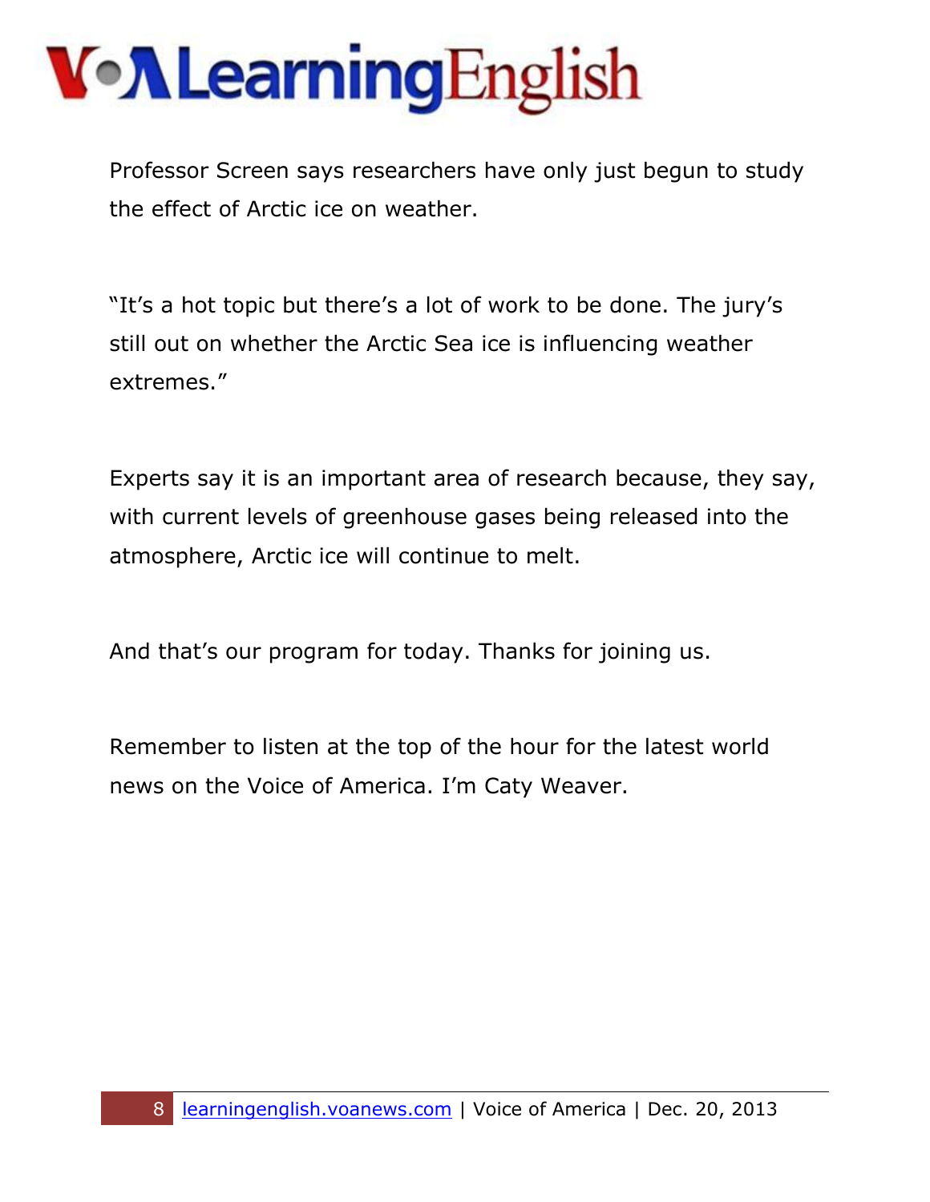Professor Screen says researchers have only just begun to study the effect of Arctic ice on weather.

"It's a hot topic but there's a lot of work to be done. The jury's still out on whether the Arctic Sea ice is influencing weather extremes."

Experts say it is an important area of research because, they say, with current levels of greenhouse gases being released into the atmosphere, Arctic ice will continue to melt.

And that's our program for today. Thanks for joining us.

Remember to listen at the top of the hour for the latest world news on the Voice of America. I'm Caty Weaver.